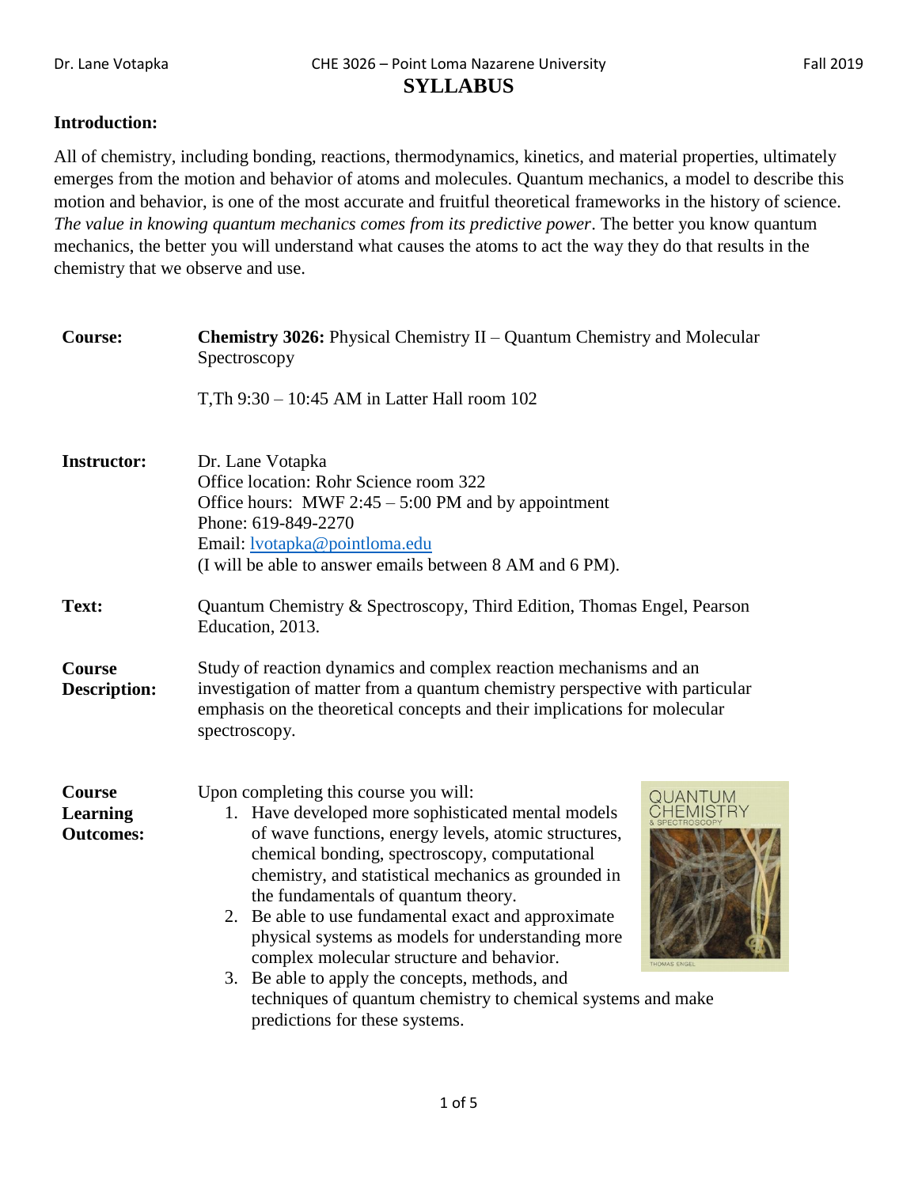Dr. Lane Votapka CHE 3026 – Point Loma Nazarene University Fall 2019

# SYLLABUS

## Introduction:

All of chemistry, including bonding, reactions, thermodynamics, kinetics, and material properties, ultimately emerges from the motion and behavior of atoms and molecules. Quantum mechanics, a model to describe this motion and behavior, is one of the most accurate and fruitful theoretical frameworks in the history of science. *The value in knowing quantum mechanics comes from its predictive power*. The better you know quantum mechanics, the better you will understand what causes the atoms to act the way they do that results in the chemistry that we observe and use.

**Course:** **Chemistry 3026:** Physical Chemistry II – Quantum Chemistry and Molecular Spectroscopy

T,Th 9:30 – 10:45 AM in Latter Hall room 102

**Instructor:** Dr. Lane Votapka
Office location: Rohr Science room 322
Office hours: MWF 2:45 – 5:00 PM and by appointment
Phone: 619-849-2270
Email: lvotapka@pointloma.edu
(I will be able to answer emails between 8 AM and 6 PM).

**Text:** Quantum Chemistry & Spectroscopy, Third Edition, Thomas Engel, Pearson Education, 2013.

**Course Description:** Study of reaction dynamics and complex reaction mechanisms and an investigation of matter from a quantum chemistry perspective with particular emphasis on the theoretical concepts and their implications for molecular spectroscopy.

**Course Learning Outcomes:** Upon completing this course you will:

1. Have developed more sophisticated mental models of wave functions, energy levels, atomic structures, chemical bonding, spectroscopy, computational chemistry, and statistical mechanics as grounded in the fundamentals of quantum theory.
2. Be able to use fundamental exact and approximate physical systems as models for understanding more complex molecular structure and behavior.
3. Be able to apply the concepts, methods, and techniques of quantum chemistry to chemical systems and make predictions for these systems.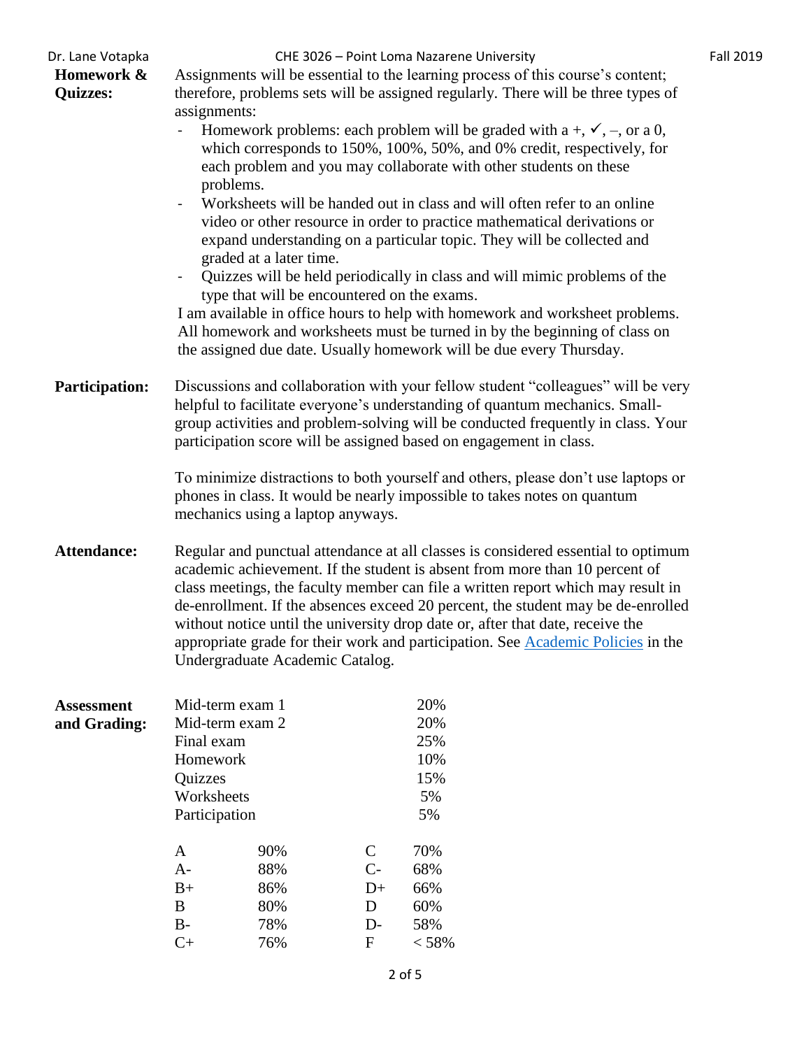**Homework & Quizzes:**

Assignments will be essential to the learning process of this course's content; therefore, problems sets will be assigned regularly. There will be three types of assignments:

- Homework problems: each problem will be graded with a +, ✓, –, or a 0, which corresponds to 150%, 100%, 50%, and 0% credit, respectively, for each problem and you may collaborate with other students on these problems.
- Worksheets will be handed out in class and will often refer to an online video or other resource in order to practice mathematical derivations or expand understanding on a particular topic. They will be collected and graded at a later time.
- Quizzes will be held periodically in class and will mimic problems of the type that will be encountered on the exams.

I am available in office hours to help with homework and worksheet problems. All homework and worksheets must be turned in by the beginning of class on the assigned due date. Usually homework will be due every Thursday.

**Participation:**

Discussions and collaboration with your fellow student "colleagues" will be very helpful to facilitate everyone's understanding of quantum mechanics. Small-group activities and problem-solving will be conducted frequently in class. Your participation score will be assigned based on engagement in class.

To minimize distractions to both yourself and others, please don't use laptops or phones in class. It would be nearly impossible to takes notes on quantum mechanics using a laptop anyways.

**Attendance:**

Regular and punctual attendance at all classes is considered essential to optimum academic achievement. If the student is absent from more than 10 percent of class meetings, the faculty member can file a written report which may result in de-enrollment. If the absences exceed 20 percent, the student may be de-enrolled without notice until the university drop date or, after that date, receive the appropriate grade for their work and participation. See [Academic Policies] in the Undergraduate Academic Catalog.

**Assessment and Grading:**

| Component | Weight |
|---|---|
| Mid-term exam 1 | 20% |
| Mid-term exam 2 | 20% |
| Final exam | 25% |
| Homework | 10% |
| Quizzes | 15% |
| Worksheets | 5% |
| Participation | 5% |

| Grade | Cutoff | Grade | Cutoff |
|---|---|---|---|
| A | 90% | C | 70% |
| A- | 88% | C- | 68% |
| B+ | 86% | D+ | 66% |
| B | 80% | D | 60% |
| B- | 78% | D- | 58% |
| C+ | 76% | F | < 58% |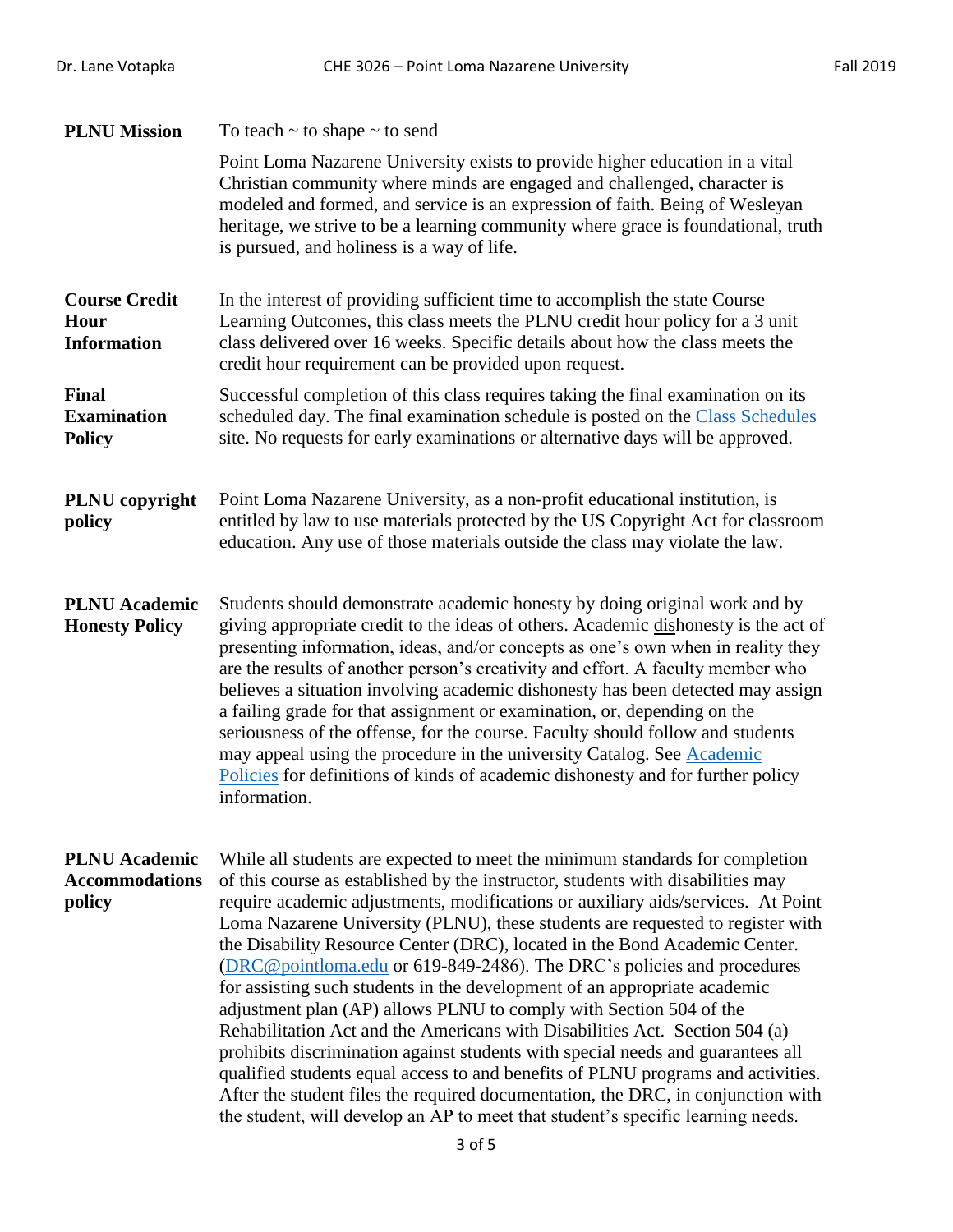**PLNU Mission**

To teach ~ to shape ~ to send

Point Loma Nazarene University exists to provide higher education in a vital Christian community where minds are engaged and challenged, character is modeled and formed, and service is an expression of faith. Being of Wesleyan heritage, we strive to be a learning community where grace is foundational, truth is pursued, and holiness is a way of life.

**Course Credit Hour Information**

In the interest of providing sufficient time to accomplish the state Course Learning Outcomes, this class meets the PLNU credit hour policy for a 3 unit class delivered over 16 weeks. Specific details about how the class meets the credit hour requirement can be provided upon request.

**Final Examination Policy**

Successful completion of this class requires taking the final examination on its scheduled day. The final examination schedule is posted on the Class Schedules site. No requests for early examinations or alternative days will be approved.

**PLNU copyright policy**

Point Loma Nazarene University, as a non-profit educational institution, is entitled by law to use materials protected by the US Copyright Act for classroom education. Any use of those materials outside the class may violate the law.

**PLNU Academic Honesty Policy**

Students should demonstrate academic honesty by doing original work and by giving appropriate credit to the ideas of others. Academic <u>dis</u>honesty is the act of presenting information, ideas, and/or concepts as one's own when in reality they are the results of another person's creativity and effort. A faculty member who believes a situation involving academic dishonesty has been detected may assign a failing grade for that assignment or examination, or, depending on the seriousness of the offense, for the course. Faculty should follow and students may appeal using the procedure in the university Catalog. See Academic Policies for definitions of kinds of academic dishonesty and for further policy information.

**PLNU Academic Accommodations policy**

While all students are expected to meet the minimum standards for completion of this course as established by the instructor, students with disabilities may require academic adjustments, modifications or auxiliary aids/services. At Point Loma Nazarene University (PLNU), these students are requested to register with the Disability Resource Center (DRC), located in the Bond Academic Center. (DRC@pointloma.edu or 619-849-2486). The DRC's policies and procedures for assisting such students in the development of an appropriate academic adjustment plan (AP) allows PLNU to comply with Section 504 of the Rehabilitation Act and the Americans with Disabilities Act. Section 504 (a) prohibits discrimination against students with special needs and guarantees all qualified students equal access to and benefits of PLNU programs and activities. After the student files the required documentation, the DRC, in conjunction with the student, will develop an AP to meet that student's specific learning needs.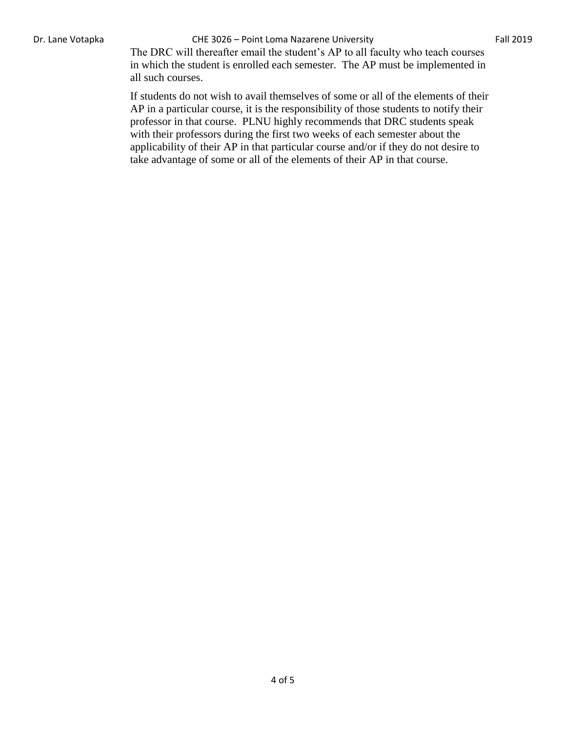The DRC will thereafter email the student's AP to all faculty who teach courses in which the student is enrolled each semester. The AP must be implemented in all such courses.

If students do not wish to avail themselves of some or all of the elements of their AP in a particular course, it is the responsibility of those students to notify their professor in that course. PLNU highly recommends that DRC students speak with their professors during the first two weeks of each semester about the applicability of their AP in that particular course and/or if they do not desire to take advantage of some or all of the elements of their AP in that course.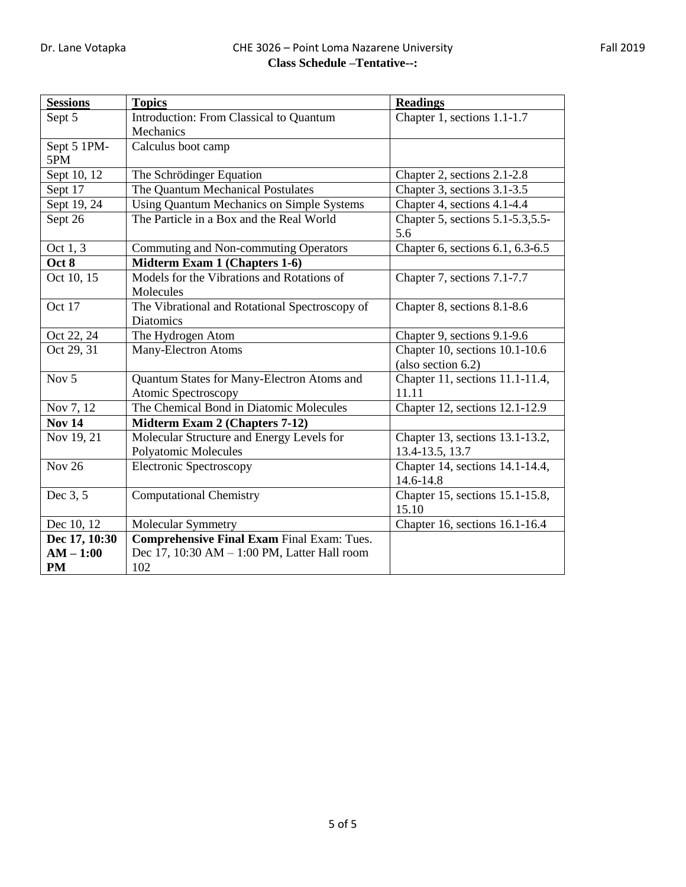**Class Schedule –Tentative--:**

| Sessions | Topics | Readings |
|---|---|---|
| Sept 5 | Introduction: From Classical to Quantum Mechanics | Chapter 1, sections 1.1-1.7 |
| Sept 5 1PM-5PM | Calculus boot camp | |
| Sept 10, 12 | The Schrödinger Equation | Chapter 2, sections 2.1-2.8 |
| Sept 17 | The Quantum Mechanical Postulates | Chapter 3, sections 3.1-3.5 |
| Sept 19, 24 | Using Quantum Mechanics on Simple Systems | Chapter 4, sections 4.1-4.4 |
| Sept 26 | The Particle in a Box and the Real World | Chapter 5, sections 5.1-5.3,5.5-5.6 |
| Oct 1, 3 | Commuting and Non-commuting Operators | Chapter 6, sections 6.1, 6.3-6.5 |
| **Oct 8** | **Midterm Exam 1 (Chapters 1-6)** | |
| Oct 10, 15 | Models for the Vibrations and Rotations of Molecules | Chapter 7, sections 7.1-7.7 |
| Oct 17 | The Vibrational and Rotational Spectroscopy of Diatomics | Chapter 8, sections 8.1-8.6 |
| Oct 22, 24 | The Hydrogen Atom | Chapter 9, sections 9.1-9.6 |
| Oct 29, 31 | Many-Electron Atoms | Chapter 10, sections 10.1-10.6 (also section 6.2) |
| Nov 5 | Quantum States for Many-Electron Atoms and Atomic Spectroscopy | Chapter 11, sections 11.1-11.4, 11.11 |
| Nov 7, 12 | The Chemical Bond in Diatomic Molecules | Chapter 12, sections 12.1-12.9 |
| **Nov 14** | **Midterm Exam 2 (Chapters 7-12)** | |
| Nov 19, 21 | Molecular Structure and Energy Levels for Polyatomic Molecules | Chapter 13, sections 13.1-13.2, 13.4-13.5, 13.7 |
| Nov 26 | Electronic Spectroscopy | Chapter 14, sections 14.1-14.4, 14.6-14.8 |
| Dec 3, 5 | Computational Chemistry | Chapter 15, sections 15.1-15.8, 15.10 |
| Dec 10, 12 | Molecular Symmetry | Chapter 16, sections 16.1-16.4 |
| **Dec 17, 10:30 AM – 1:00 PM** | **Comprehensive Final Exam** Final Exam: Tues. Dec 17, 10:30 AM – 1:00 PM, Latter Hall room 102 | |